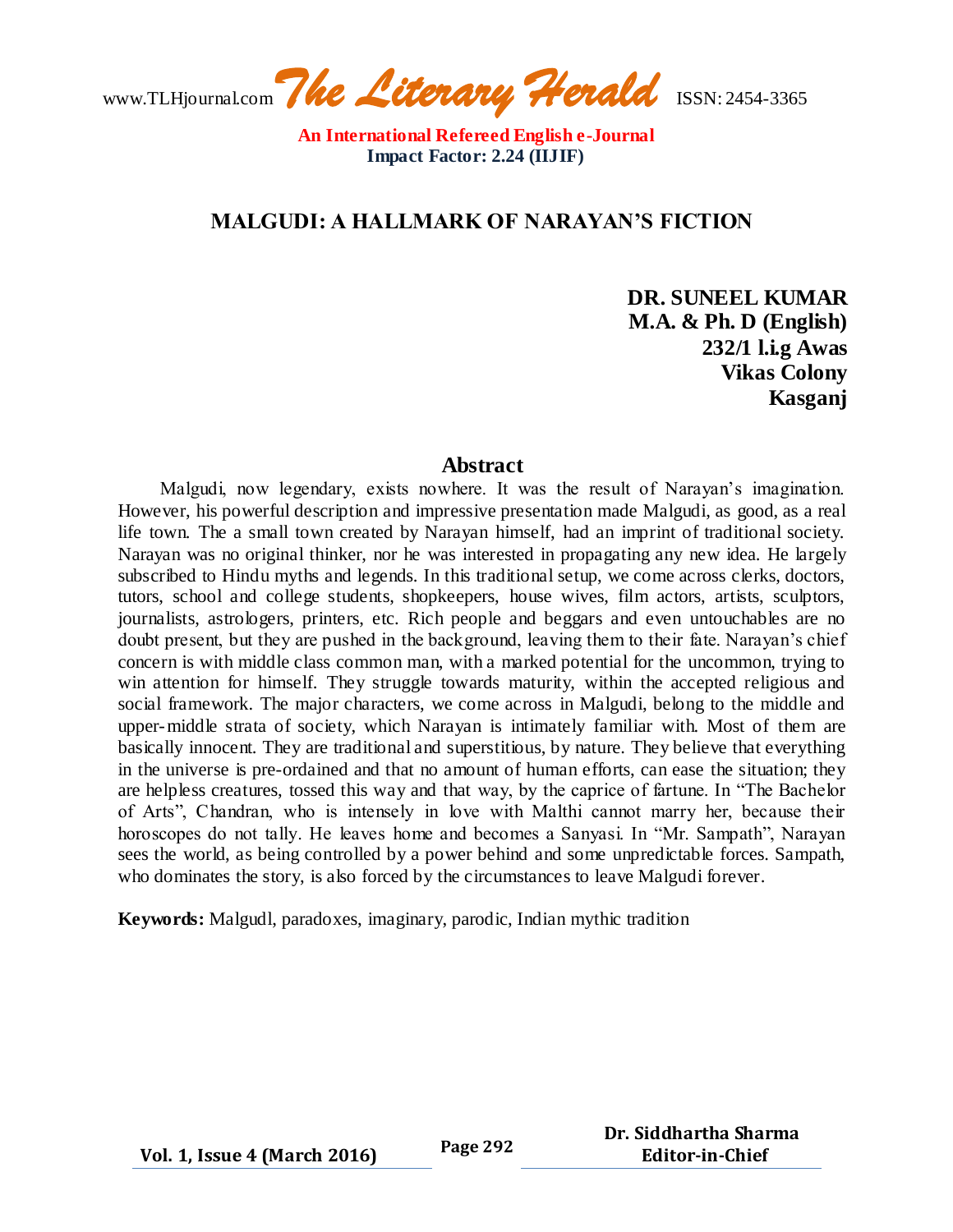# MALGUDI: A HALLMARK OF NARAYAN'S FICTION

**DR. SUNEEL KUMAR**
**M.A. & Ph. D (English)**
**232/1 l.i.g Awas**
**Vikas Colony**
**Kasganj**

## Abstract

Malgudi, now legendary, exists nowhere. It was the result of Narayan's imagination. However, his powerful description and impressive presentation made Malgudi, as good, as a real life town. The a small town created by Narayan himself, had an imprint of traditional society. Narayan was no original thinker, nor he was interested in propagating any new idea. He largely subscribed to Hindu myths and legends. In this traditional setup, we come across clerks, doctors, tutors, school and college students, shopkeepers, house wives, film actors, artists, sculptors, journalists, astrologers, printers, etc. Rich people and beggars and even untouchables are no doubt present, but they are pushed in the background, leaving them to their fate. Narayan's chief concern is with middle class common man, with a marked potential for the uncommon, trying to win attention for himself. They struggle towards maturity, within the accepted religious and social framework. The major characters, we come across in Malgudi, belong to the middle and upper-middle strata of society, which Narayan is intimately familiar with. Most of them are basically innocent. They are traditional and superstitious, by nature. They believe that everything in the universe is pre-ordained and that no amount of human efforts, can ease the situation; they are helpless creatures, tossed this way and that way, by the caprice of fartune. In "The Bachelor of Arts", Chandran, who is intensely in love with Malthi cannot marry her, because their horoscopes do not tally. He leaves home and becomes a Sanyasi. In "Mr. Sampath", Narayan sees the world, as being controlled by a power behind and some unpredictable forces. Sampath, who dominates the story, is also forced by the circumstances to leave Malgudi forever.

**Keywords:** Malgudl, paradoxes, imaginary, parodic, Indian mythic tradition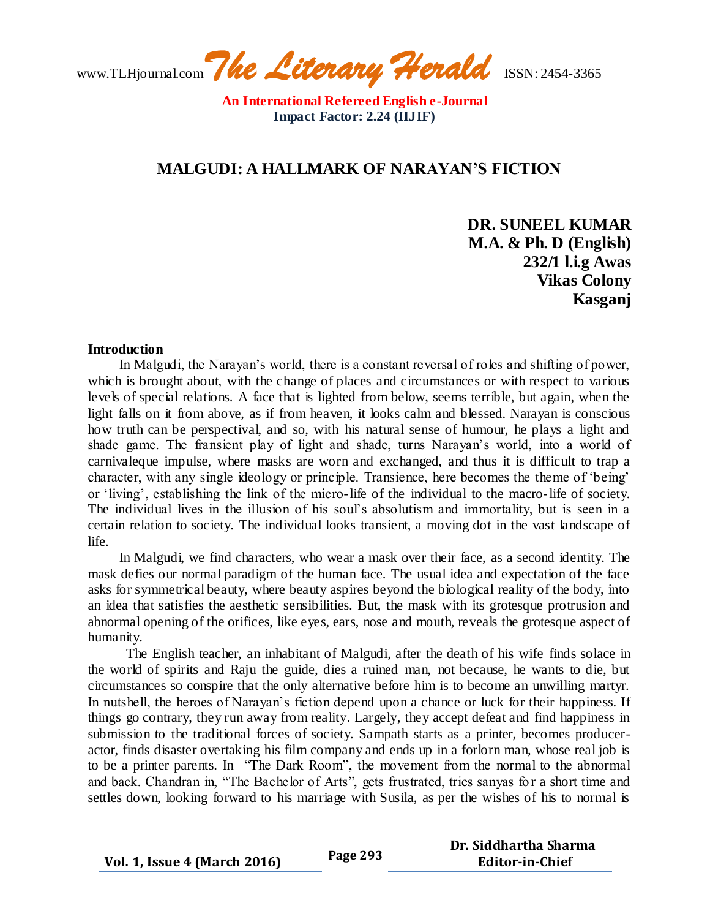# MALGUDI: A HALLMARK OF NARAYAN'S FICTION

**DR. SUNEEL KUMAR**
**M.A. & Ph. D (English)**
**232/1 l.i.g Awas**
**Vikas Colony**
**Kasganj**

**Introduction**

In Malgudi, the Narayan's world, there is a constant reversal of roles and shifting of power, which is brought about, with the change of places and circumstances or with respect to various levels of special relations. A face that is lighted from below, seems terrible, but again, when the light falls on it from above, as if from heaven, it looks calm and blessed. Narayan is conscious how truth can be perspectival, and so, with his natural sense of humour, he plays a light and shade game. The fransient play of light and shade, turns Narayan's world, into a world of carnivaleque impulse, where masks are worn and exchanged, and thus it is difficult to trap a character, with any single ideology or principle. Transience, here becomes the theme of 'being' or 'living', establishing the link of the micro-life of the individual to the macro-life of society. The individual lives in the illusion of his soul's absolutism and immortality, but is seen in a certain relation to society. The individual looks transient, a moving dot in the vast landscape of life.

In Malgudi, we find characters, who wear a mask over their face, as a second identity. The mask defies our normal paradigm of the human face. The usual idea and expectation of the face asks for symmetrical beauty, where beauty aspires beyond the biological reality of the body, into an idea that satisfies the aesthetic sensibilities. But, the mask with its grotesque protrusion and abnormal opening of the orifices, like eyes, ears, nose and mouth, reveals the grotesque aspect of humanity.

The English teacher, an inhabitant of Malgudi, after the death of his wife finds solace in the world of spirits and Raju the guide, dies a ruined man, not because, he wants to die, but circumstances so conspire that the only alternative before him is to become an unwilling martyr. In nutshell, the heroes of Narayan's fiction depend upon a chance or luck for their happiness. If things go contrary, they run away from reality. Largely, they accept defeat and find happiness in submission to the traditional forces of society. Sampath starts as a printer, becomes producer-actor, finds disaster overtaking his film company and ends up in a forlorn man, whose real job is to be a printer parents. In "The Dark Room", the movement from the normal to the abnormal and back. Chandran in, "The Bachelor of Arts", gets frustrated, tries sanyas for a short time and settles down, looking forward to his marriage with Susila, as per the wishes of his to normal is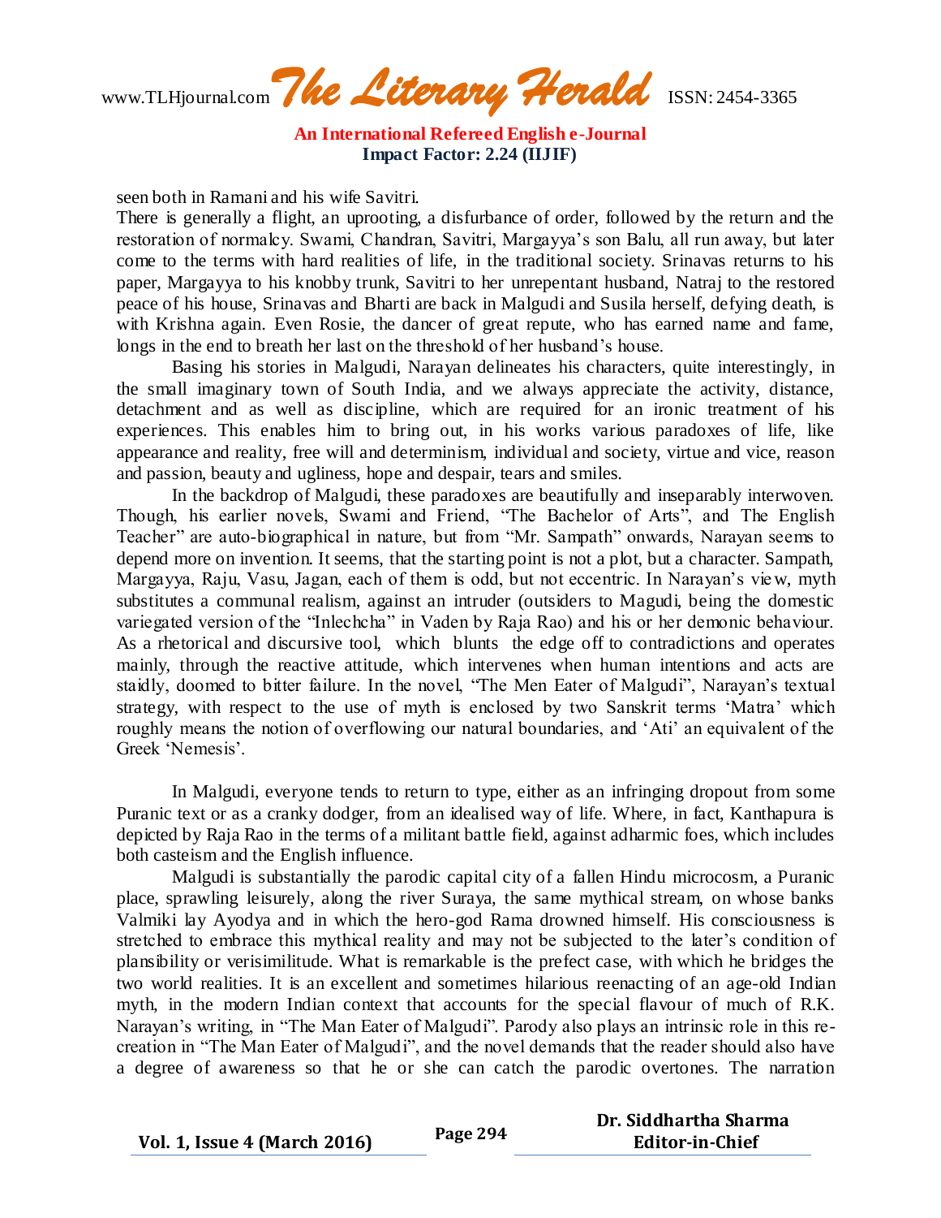seen both in Ramani and his wife Savitri.

There is generally a flight, an uprooting, a disfurbance of order, followed by the return and the restoration of normalcy. Swami, Chandran, Savitri, Margayya's son Balu, all run away, but later come to the terms with hard realities of life, in the traditional society. Srinavas returns to his paper, Margayya to his knobby trunk, Savitri to her unrepentant husband, Natraj to the restored peace of his house, Srinavas and Bharti are back in Malgudi and Susila herself, defying death, is with Krishna again. Even Rosie, the dancer of great repute, who has earned name and fame, longs in the end to breath her last on the threshold of her husband's house.

Basing his stories in Malgudi, Narayan delineates his characters, quite interestingly, in the small imaginary town of South India, and we always appreciate the activity, distance, detachment and as well as discipline, which are required for an ironic treatment of his experiences. This enables him to bring out, in his works various paradoxes of life, like appearance and reality, free will and determinism, individual and society, virtue and vice, reason and passion, beauty and ugliness, hope and despair, tears and smiles.

In the backdrop of Malgudi, these paradoxes are beautifully and inseparably interwoven. Though, his earlier novels, Swami and Friend, "The Bachelor of Arts", and The English Teacher" are auto-biographical in nature, but from "Mr. Sampath" onwards, Narayan seems to depend more on invention. It seems, that the starting point is not a plot, but a character. Sampath, Margayya, Raju, Vasu, Jagan, each of them is odd, but not eccentric. In Narayan's view, myth substitutes a communal realism, against an intruder (outsiders to Magudi, being the domestic variegated version of the "Inlechcha" in Vaden by Raja Rao) and his or her demonic behaviour. As a rhetorical and discursive tool, which blunts the edge off to contradictions and operates mainly, through the reactive attitude, which intervenes when human intentions and acts are staidly, doomed to bitter failure. In the novel, "The Men Eater of Malgudi", Narayan's textual strategy, with respect to the use of myth is enclosed by two Sanskrit terms 'Matra' which roughly means the notion of overflowing our natural boundaries, and 'Ati' an equivalent of the Greek 'Nemesis'.

In Malgudi, everyone tends to return to type, either as an infringing dropout from some Puranic text or as a cranky dodger, from an idealised way of life. Where, in fact, Kanthapura is depicted by Raja Rao in the terms of a militant battle field, against adharmic foes, which includes both casteism and the English influence.

Malgudi is substantially the parodic capital city of a fallen Hindu microcosm, a Puranic place, sprawling leisurely, along the river Suraya, the same mythical stream, on whose banks Valmiki lay Ayodya and in which the hero-god Rama drowned himself. His consciousness is stretched to embrace this mythical reality and may not be subjected to the later's condition of plansibility or verisimilitude. What is remarkable is the prefect case, with which he bridges the two world realities. It is an excellent and sometimes hilarious reenacting of an age-old Indian myth, in the modern Indian context that accounts for the special flavour of much of R.K. Narayan's writing, in "The Man Eater of Malgudi". Parody also plays an intrinsic role in this re-creation in "The Man Eater of Malgudi", and the novel demands that the reader should also have a degree of awareness so that he or she can catch the parodic overtones. The narration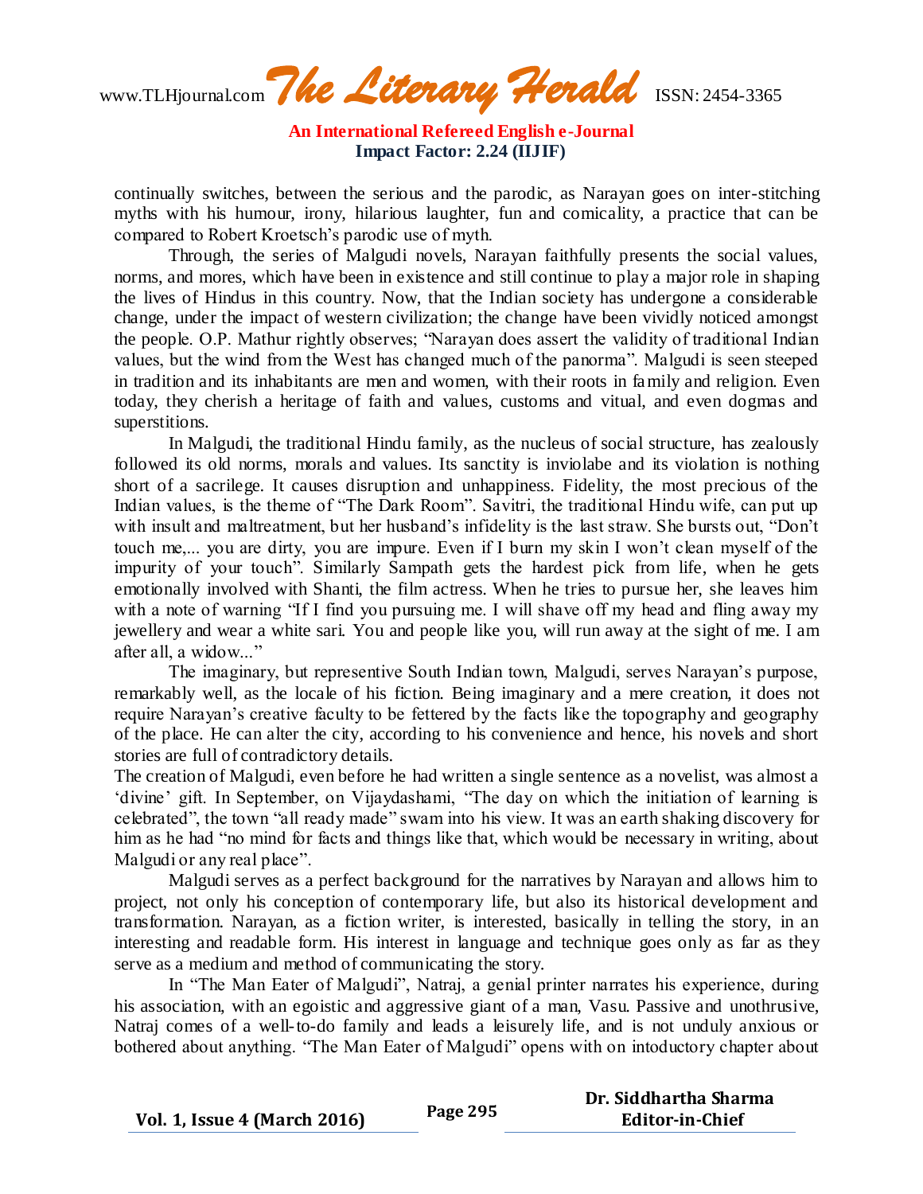continually switches, between the serious and the parodic, as Narayan goes on inter-stitching myths with his humour, irony, hilarious laughter, fun and comicality, a practice that can be compared to Robert Kroetsch's parodic use of myth.

Through, the series of Malgudi novels, Narayan faithfully presents the social values, norms, and mores, which have been in existence and still continue to play a major role in shaping the lives of Hindus in this country. Now, that the Indian society has undergone a considerable change, under the impact of western civilization; the change have been vividly noticed amongst the people. O.P. Mathur rightly observes; "Narayan does assert the validity of traditional Indian values, but the wind from the West has changed much of the panorma". Malgudi is seen steeped in tradition and its inhabitants are men and women, with their roots in family and religion. Even today, they cherish a heritage of faith and values, customs and vitual, and even dogmas and superstitions.

In Malgudi, the traditional Hindu family, as the nucleus of social structure, has zealously followed its old norms, morals and values. Its sanctity is inviolabe and its violation is nothing short of a sacrilege. It causes disruption and unhappiness. Fidelity, the most precious of the Indian values, is the theme of "The Dark Room". Savitri, the traditional Hindu wife, can put up with insult and maltreatment, but her husband's infidelity is the last straw. She bursts out, "Don't touch me,... you are dirty, you are impure. Even if I burn my skin I won't clean myself of the impurity of your touch". Similarly Sampath gets the hardest pick from life, when he gets emotionally involved with Shanti, the film actress. When he tries to pursue her, she leaves him with a note of warning "If I find you pursuing me. I will shave off my head and fling away my jewellery and wear a white sari. You and people like you, will run away at the sight of me. I am after all, a widow..."

The imaginary, but representive South Indian town, Malgudi, serves Narayan's purpose, remarkably well, as the locale of his fiction. Being imaginary and a mere creation, it does not require Narayan's creative faculty to be fettered by the facts like the topography and geography of the place. He can alter the city, according to his convenience and hence, his novels and short stories are full of contradictory details.

The creation of Malgudi, even before he had written a single sentence as a novelist, was almost a 'divine' gift. In September, on Vijaydashami, "The day on which the initiation of learning is celebrated", the town "all ready made" swam into his view. It was an earth shaking discovery for him as he had "no mind for facts and things like that, which would be necessary in writing, about Malgudi or any real place".

Malgudi serves as a perfect background for the narratives by Narayan and allows him to project, not only his conception of contemporary life, but also its historical development and transformation. Narayan, as a fiction writer, is interested, basically in telling the story, in an interesting and readable form. His interest in language and technique goes only as far as they serve as a medium and method of communicating the story.

In "The Man Eater of Malgudi", Natraj, a genial printer narrates his experience, during his association, with an egoistic and aggressive giant of a man, Vasu. Passive and unothrusive, Natraj comes of a well-to-do family and leads a leisurely life, and is not unduly anxious or bothered about anything. "The Man Eater of Malgudi" opens with on intoductory chapter about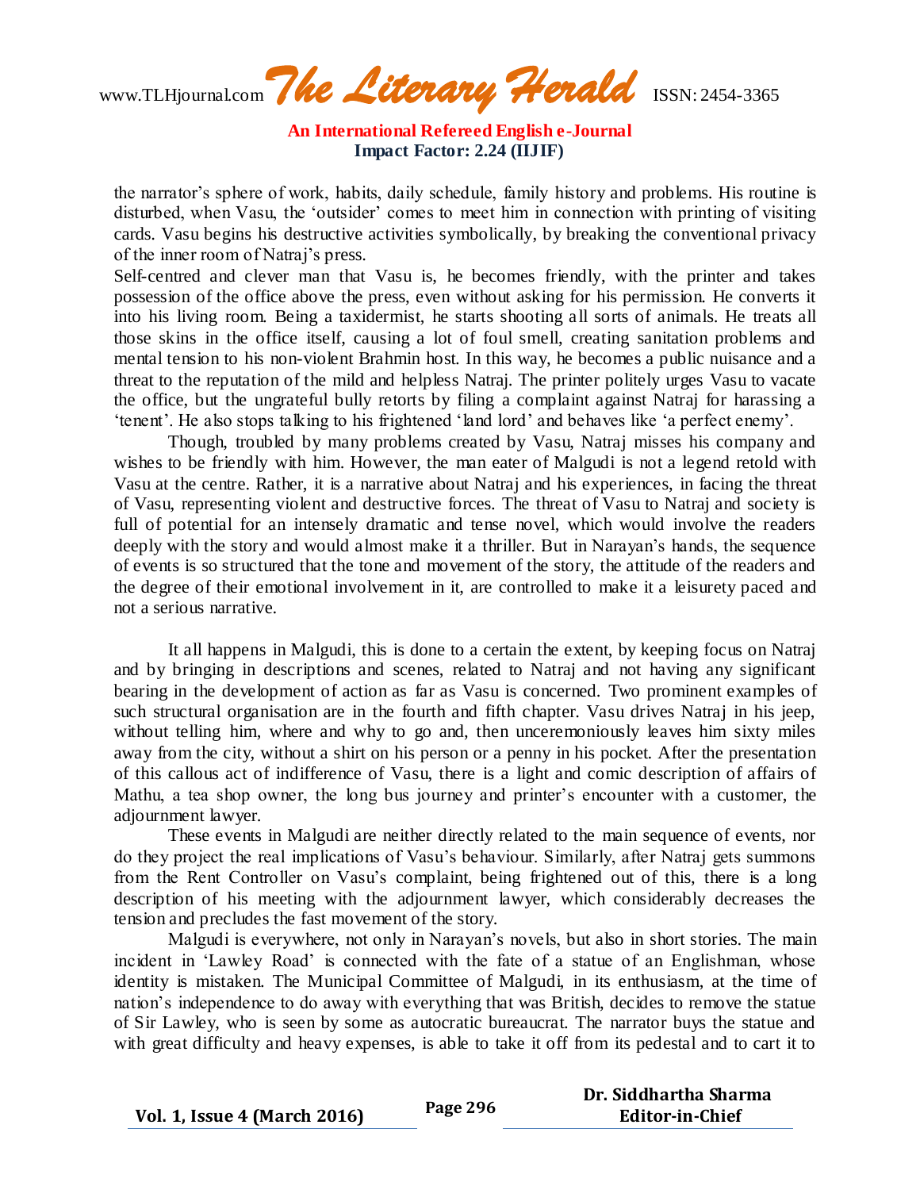the narrator's sphere of work, habits, daily schedule, family history and problems. His routine is disturbed, when Vasu, the 'outsider' comes to meet him in connection with printing of visiting cards. Vasu begins his destructive activities symbolically, by breaking the conventional privacy of the inner room of Natraj's press.

Self-centred and clever man that Vasu is, he becomes friendly, with the printer and takes possession of the office above the press, even without asking for his permission. He converts it into his living room. Being a taxidermist, he starts shooting all sorts of animals. He treats all those skins in the office itself, causing a lot of foul smell, creating sanitation problems and mental tension to his non-violent Brahmin host. In this way, he becomes a public nuisance and a threat to the reputation of the mild and helpless Natraj. The printer politely urges Vasu to vacate the office, but the ungrateful bully retorts by filing a complaint against Natraj for harassing a 'tenent'. He also stops talking to his frightened 'land lord' and behaves like 'a perfect enemy'.

Though, troubled by many problems created by Vasu, Natraj misses his company and wishes to be friendly with him. However, the man eater of Malgudi is not a legend retold with Vasu at the centre. Rather, it is a narrative about Natraj and his experiences, in facing the threat of Vasu, representing violent and destructive forces. The threat of Vasu to Natraj and society is full of potential for an intensely dramatic and tense novel, which would involve the readers deeply with the story and would almost make it a thriller. But in Narayan's hands, the sequence of events is so structured that the tone and movement of the story, the attitude of the readers and the degree of their emotional involvement in it, are controlled to make it a leisurety paced and not a serious narrative.

It all happens in Malgudi, this is done to a certain the extent, by keeping focus on Natraj and by bringing in descriptions and scenes, related to Natraj and not having any significant bearing in the development of action as far as Vasu is concerned. Two prominent examples of such structural organisation are in the fourth and fifth chapter. Vasu drives Natraj in his jeep, without telling him, where and why to go and, then unceremoniously leaves him sixty miles away from the city, without a shirt on his person or a penny in his pocket. After the presentation of this callous act of indifference of Vasu, there is a light and comic description of affairs of Mathu, a tea shop owner, the long bus journey and printer's encounter with a customer, the adjournment lawyer.

These events in Malgudi are neither directly related to the main sequence of events, nor do they project the real implications of Vasu's behaviour. Similarly, after Natraj gets summons from the Rent Controller on Vasu's complaint, being frightened out of this, there is a long description of his meeting with the adjournment lawyer, which considerably decreases the tension and precludes the fast movement of the story.

Malgudi is everywhere, not only in Narayan's novels, but also in short stories. The main incident in 'Lawley Road' is connected with the fate of a statue of an Englishman, whose identity is mistaken. The Municipal Committee of Malgudi, in its enthusiasm, at the time of nation's independence to do away with everything that was British, decides to remove the statue of Sir Lawley, who is seen by some as autocratic bureaucrat. The narrator buys the statue and with great difficulty and heavy expenses, is able to take it off from its pedestal and to cart it to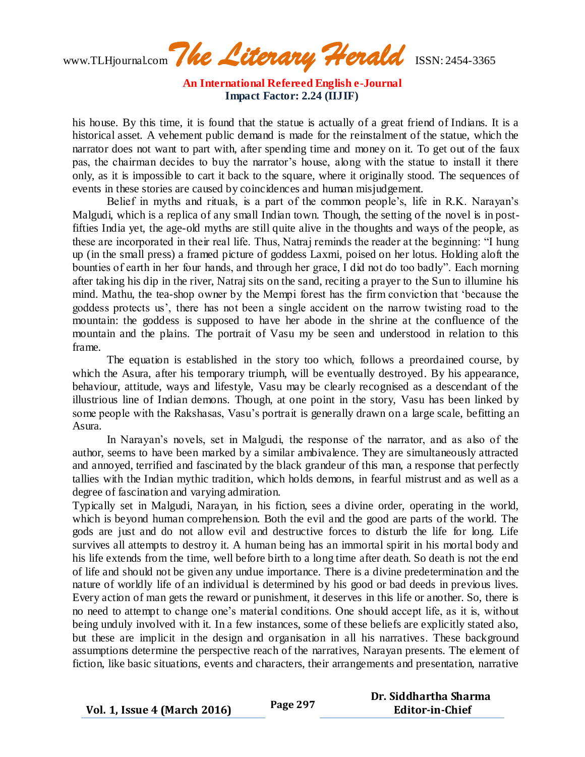his house. By this time, it is found that the statue is actually of a great friend of Indians. It is a historical asset. A vehement public demand is made for the reinstalment of the statue, which the narrator does not want to part with, after spending time and money on it. To get out of the faux pas, the chairman decides to buy the narrator's house, along with the statue to install it there only, as it is impossible to cart it back to the square, where it originally stood. The sequences of events in these stories are caused by coincidences and human misjudgement.

Belief in myths and rituals, is a part of the common people's, life in R.K. Narayan's Malgudi, which is a replica of any small Indian town. Though, the setting of the novel is in post-fifties India yet, the age-old myths are still quite alive in the thoughts and ways of the people, as these are incorporated in their real life. Thus, Natraj reminds the reader at the beginning: "I hung up (in the small press) a framed picture of goddess Laxmi, poised on her lotus. Holding aloft the bounties of earth in her four hands, and through her grace, I did not do too badly". Each morning after taking his dip in the river, Natraj sits on the sand, reciting a prayer to the Sun to illumine his mind. Mathu, the tea-shop owner by the Mempi forest has the firm conviction that 'because the goddess protects us', there has not been a single accident on the narrow twisting road to the mountain: the goddess is supposed to have her abode in the shrine at the confluence of the mountain and the plains. The portrait of Vasu my be seen and understood in relation to this frame.

The equation is established in the story too which, follows a preordained course, by which the Asura, after his temporary triumph, will be eventually destroyed. By his appearance, behaviour, attitude, ways and lifestyle, Vasu may be clearly recognised as a descendant of the illustrious line of Indian demons. Though, at one point in the story, Vasu has been linked by some people with the Rakshasas, Vasu's portrait is generally drawn on a large scale, befitting an Asura.

In Narayan's novels, set in Malgudi, the response of the narrator, and as also of the author, seems to have been marked by a similar ambivalence. They are simultaneously attracted and annoyed, terrified and fascinated by the black grandeur of this man, a response that perfectly tallies with the Indian mythic tradition, which holds demons, in fearful mistrust and as well as a degree of fascination and varying admiration.

Typically set in Malgudi, Narayan, in his fiction, sees a divine order, operating in the world, which is beyond human comprehension. Both the evil and the good are parts of the world. The gods are just and do not allow evil and destructive forces to disturb the life for long. Life survives all attempts to destroy it. A human being has an immortal spirit in his mortal body and his life extends from the time, well before birth to a long time after death. So death is not the end of life and should not be given any undue importance. There is a divine predetermination and the nature of worldly life of an individual is determined by his good or bad deeds in previous lives. Every action of man gets the reward or punishment, it deserves in this life or another. So, there is no need to attempt to change one's material conditions. One should accept life, as it is, without being unduly involved with it. In a few instances, some of these beliefs are explicitly stated also, but these are implicit in the design and organisation in all his narratives. These background assumptions determine the perspective reach of the narratives, Narayan presents. The element of fiction, like basic situations, events and characters, their arrangements and presentation, narrative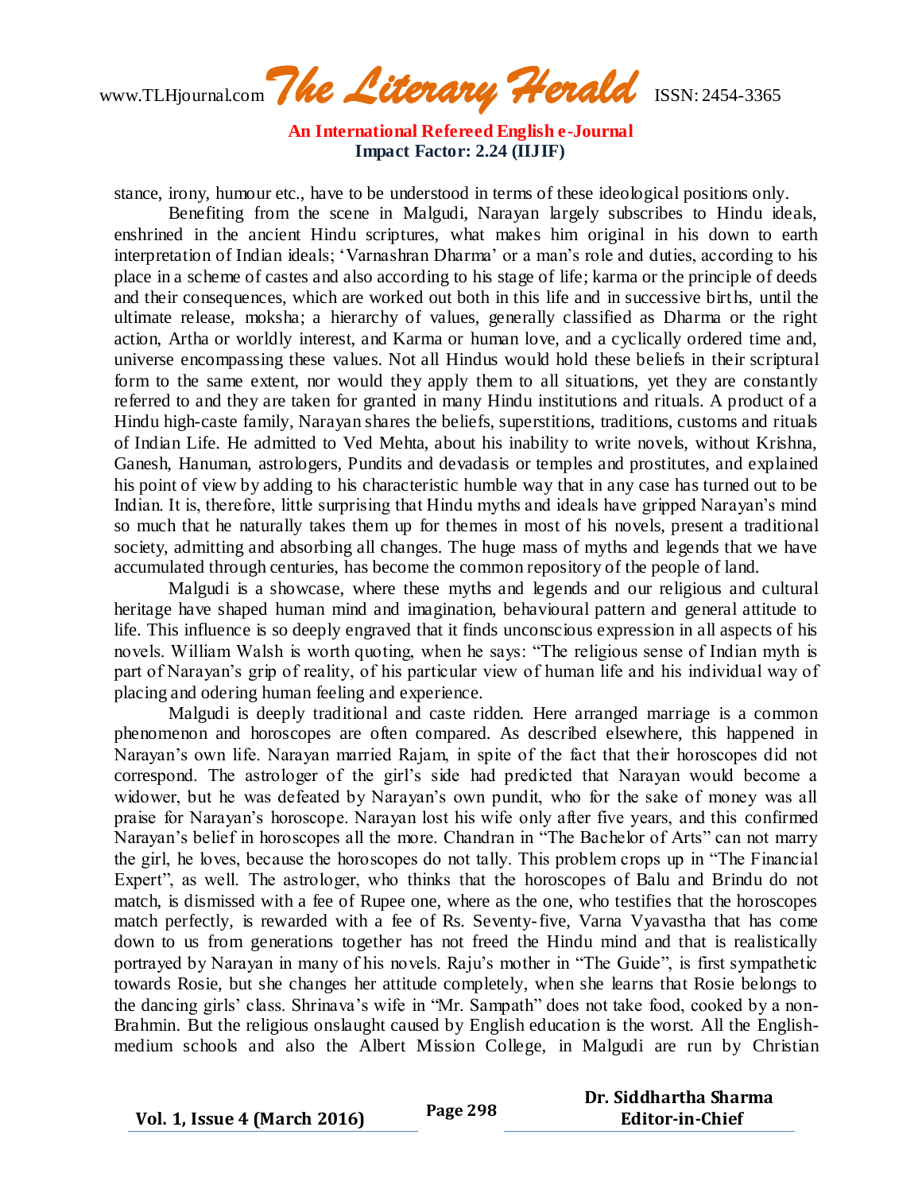stance, irony, humour etc., have to be understood in terms of these ideological positions only.

Benefiting from the scene in Malgudi, Narayan largely subscribes to Hindu ideals, enshrined in the ancient Hindu scriptures, what makes him original in his down to earth interpretation of Indian ideals; 'Varnashran Dharma' or a man's role and duties, according to his place in a scheme of castes and also according to his stage of life; karma or the principle of deeds and their consequences, which are worked out both in this life and in successive births, until the ultimate release, moksha; a hierarchy of values, generally classified as Dharma or the right action, Artha or worldly interest, and Karma or human love, and a cyclically ordered time and, universe encompassing these values. Not all Hindus would hold these beliefs in their scriptural form to the same extent, nor would they apply them to all situations, yet they are constantly referred to and they are taken for granted in many Hindu institutions and rituals. A product of a Hindu high-caste family, Narayan shares the beliefs, superstitions, traditions, customs and rituals of Indian Life. He admitted to Ved Mehta, about his inability to write novels, without Krishna, Ganesh, Hanuman, astrologers, Pundits and devadasis or temples and prostitutes, and explained his point of view by adding to his characteristic humble way that in any case has turned out to be Indian. It is, therefore, little surprising that Hindu myths and ideals have gripped Narayan's mind so much that he naturally takes them up for themes in most of his novels, present a traditional society, admitting and absorbing all changes. The huge mass of myths and legends that we have accumulated through centuries, has become the common repository of the people of land.

Malgudi is a showcase, where these myths and legends and our religious and cultural heritage have shaped human mind and imagination, behavioural pattern and general attitude to life. This influence is so deeply engraved that it finds unconscious expression in all aspects of his novels. William Walsh is worth quoting, when he says: "The religious sense of Indian myth is part of Narayan's grip of reality, of his particular view of human life and his individual way of placing and odering human feeling and experience.

Malgudi is deeply traditional and caste ridden. Here arranged marriage is a common phenomenon and horoscopes are often compared. As described elsewhere, this happened in Narayan's own life. Narayan married Rajam, in spite of the fact that their horoscopes did not correspond. The astrologer of the girl's side had predicted that Narayan would become a widower, but he was defeated by Narayan's own pundit, who for the sake of money was all praise for Narayan's horoscope. Narayan lost his wife only after five years, and this confirmed Narayan's belief in horoscopes all the more. Chandran in "The Bachelor of Arts" can not marry the girl, he loves, because the horoscopes do not tally. This problem crops up in "The Financial Expert", as well. The astrologer, who thinks that the horoscopes of Balu and Brindu do not match, is dismissed with a fee of Rupee one, where as the one, who testifies that the horoscopes match perfectly, is rewarded with a fee of Rs. Seventy-five, Varna Vyavastha that has come down to us from generations together has not freed the Hindu mind and that is realistically portrayed by Narayan in many of his novels. Raju's mother in "The Guide", is first sympathetic towards Rosie, but she changes her attitude completely, when she learns that Rosie belongs to the dancing girls' class. Shrinava's wife in "Mr. Sampath" does not take food, cooked by a non-Brahmin. But the religious onslaught caused by English education is the worst. All the English-medium schools and also the Albert Mission College, in Malgudi are run by Christian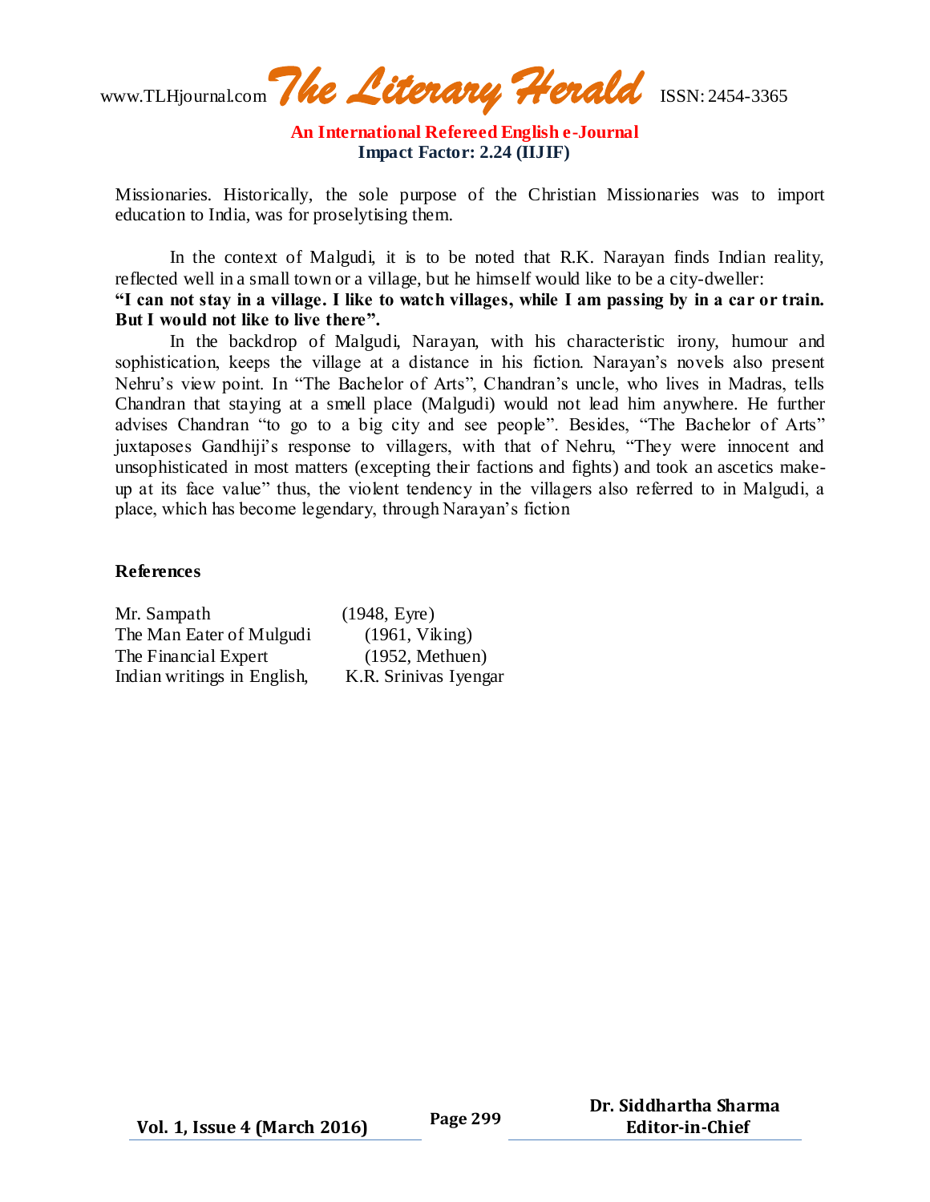Missionaries. Historically, the sole purpose of the Christian Missionaries was to import education to India, was for proselytising them.

In the context of Malgudi, it is to be noted that R.K. Narayan finds Indian reality, reflected well in a small town or a village, but he himself would like to be a city-dweller:

**"I can not stay in a village. I like to watch villages, while I am passing by in a car or train. But I would not like to live there".**

In the backdrop of Malgudi, Narayan, with his characteristic irony, humour and sophistication, keeps the village at a distance in his fiction. Narayan's novels also present Nehru's view point. In "The Bachelor of Arts", Chandran's uncle, who lives in Madras, tells Chandran that staying at a smell place (Malgudi) would not lead him anywhere. He further advises Chandran "to go to a big city and see people". Besides, "The Bachelor of Arts" juxtaposes Gandhiji's response to villagers, with that of Nehru, "They were innocent and unsophisticated in most matters (excepting their factions and fights) and took an ascetics make-up at its face value" thus, the violent tendency in the villagers also referred to in Malgudi, a place, which has become legendary, through Narayan's fiction

### References

| | |
|---|---|
| Mr. Sampath | (1948, Eyre) |
| The Man Eater of Mulgudi | (1961, Viking) |
| The Financial Expert | (1952, Methuen) |
| Indian writings in English, | K.R. Srinivas Iyengar |